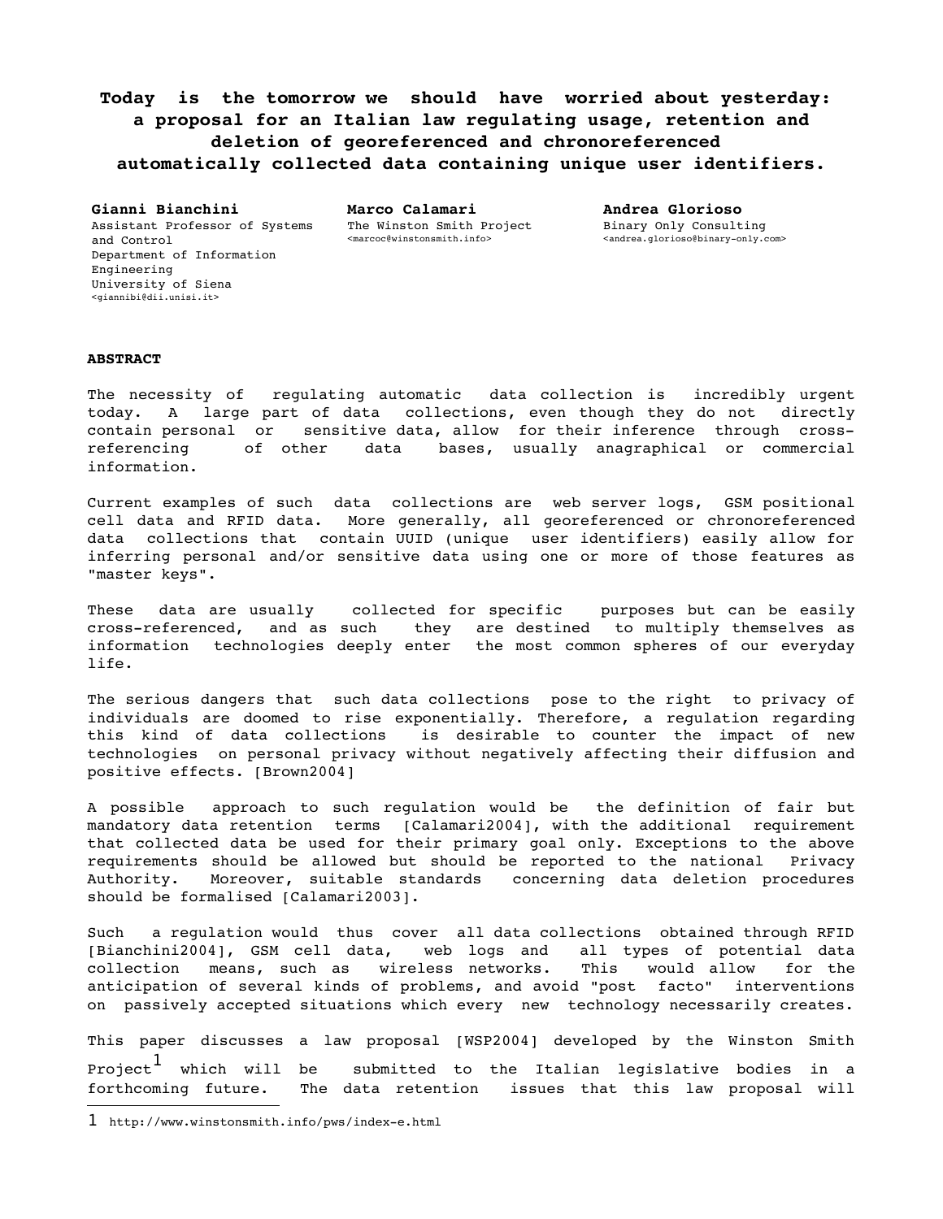# Today is the tomorrow we should have worried about yesterday: a proposal for an Italian law regulating usage, retention and deletion of georeferenced and chronoreferenced automatically collected data containing unique user identifiers.

**Gianni Bianchini**
Assistant Professor of Systems and Control
Department of Information Engineering
University of Siena
<giannibi@dii.unisi.it>

**Marco Calamari**
The Winston Smith Project
<marcoc@winstonsmith.info>

**Andrea Glorioso**
Binary Only Consulting
<andrea.glorioso@binary-only.com>

## ABSTRACT

The necessity of regulating automatic data collection is incredibly urgent today. A large part of data collections, even though they do not directly contain personal or sensitive data, allow for their inference through cross-referencing of other data bases, usually anagraphical or commercial information.

Current examples of such data collections are web server logs, GSM positional cell data and RFID data. More generally, all georeferenced or chronoreferenced data collections that contain UUID (unique user identifiers) easily allow for inferring personal and/or sensitive data using one or more of those features as "master keys".

These data are usually collected for specific purposes but can be easily cross-referenced, and as such they are destined to multiply themselves as information technologies deeply enter the most common spheres of our everyday life.

The serious dangers that such data collections pose to the right to privacy of individuals are doomed to rise exponentially. Therefore, a regulation regarding this kind of data collections is desirable to counter the impact of new technologies on personal privacy without negatively affecting their diffusion and positive effects. [Brown2004]

A possible approach to such regulation would be the definition of fair but mandatory data retention terms [Calamari2004], with the additional requirement that collected data be used for their primary goal only. Exceptions to the above requirements should be allowed but should be reported to the national Privacy Authority. Moreover, suitable standards concerning data deletion procedures should be formalised [Calamari2003].

Such a regulation would thus cover all data collections obtained through RFID [Bianchini2004], GSM cell data, web logs and all types of potential data collection means, such as wireless networks. This would allow for the anticipation of several kinds of problems, and avoid "post facto" interventions on passively accepted situations which every new technology necessarily creates.

This paper discusses a law proposal [WSP2004] developed by the Winston Smith Project[1] which will be submitted to the Italian legislative bodies in a forthcoming future. The data retention issues that this law proposal will

[1] http://www.winstonsmith.info/pws/index-e.html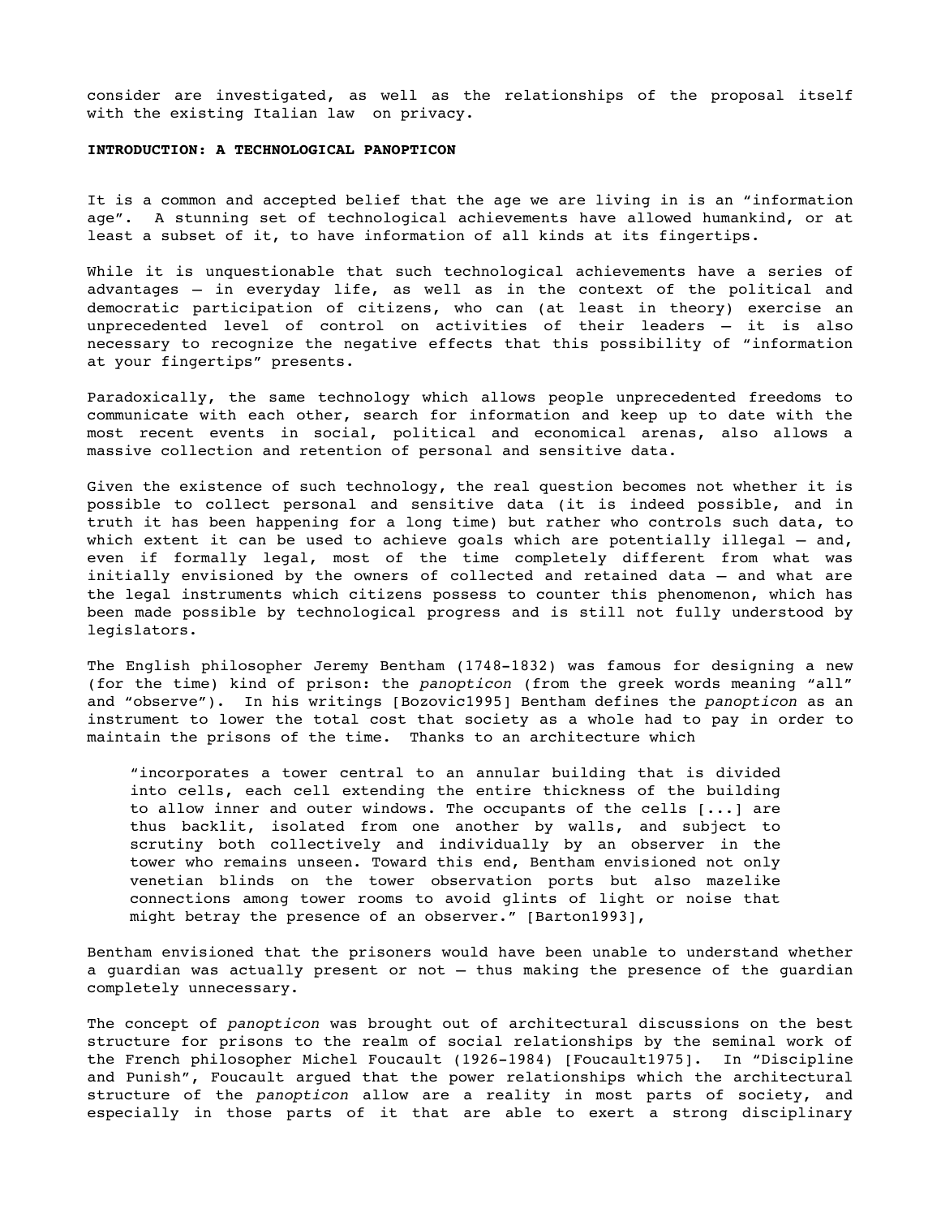consider are investigated, as well as the relationships of the proposal itself with the existing Italian law on privacy.

## INTRODUCTION: A TECHNOLOGICAL PANOPTICON

It is a common and accepted belief that the age we are living in is an "information age". A stunning set of technological achievements have allowed humankind, or at least a subset of it, to have information of all kinds at its fingertips.

While it is unquestionable that such technological achievements have a series of advantages – in everyday life, as well as in the context of the political and democratic participation of citizens, who can (at least in theory) exercise an unprecedented level of control on activities of their leaders – it is also necessary to recognize the negative effects that this possibility of "information at your fingertips" presents.

Paradoxically, the same technology which allows people unprecedented freedoms to communicate with each other, search for information and keep up to date with the most recent events in social, political and economical arenas, also allows a massive collection and retention of personal and sensitive data.

Given the existence of such technology, the real question becomes not whether it is possible to collect personal and sensitive data (it is indeed possible, and in truth it has been happening for a long time) but rather who controls such data, to which extent it can be used to achieve goals which are potentially illegal – and, even if formally legal, most of the time completely different from what was initially envisioned by the owners of collected and retained data – and what are the legal instruments which citizens possess to counter this phenomenon, which has been made possible by technological progress and is still not fully understood by legislators.

The English philosopher Jeremy Bentham (1748-1832) was famous for designing a new (for the time) kind of prison: the *panopticon* (from the greek words meaning "all" and "observe"). In his writings [Bozovic1995] Bentham defines the *panopticon* as an instrument to lower the total cost that society as a whole had to pay in order to maintain the prisons of the time. Thanks to an architecture which

> "incorporates a tower central to an annular building that is divided into cells, each cell extending the entire thickness of the building to allow inner and outer windows. The occupants of the cells [...] are thus backlit, isolated from one another by walls, and subject to scrutiny both collectively and individually by an observer in the tower who remains unseen. Toward this end, Bentham envisioned not only venetian blinds on the tower observation ports but also mazelike connections among tower rooms to avoid glints of light or noise that might betray the presence of an observer." [Barton1993],

Bentham envisioned that the prisoners would have been unable to understand whether a guardian was actually present or not – thus making the presence of the guardian completely unnecessary.

The concept of *panopticon* was brought out of architectural discussions on the best structure for prisons to the realm of social relationships by the seminal work of the French philosopher Michel Foucault (1926-1984) [Foucault1975]. In "Discipline and Punish", Foucault argued that the power relationships which the architectural structure of the *panopticon* allow are a reality in most parts of society, and especially in those parts of it that are able to exert a strong disciplinary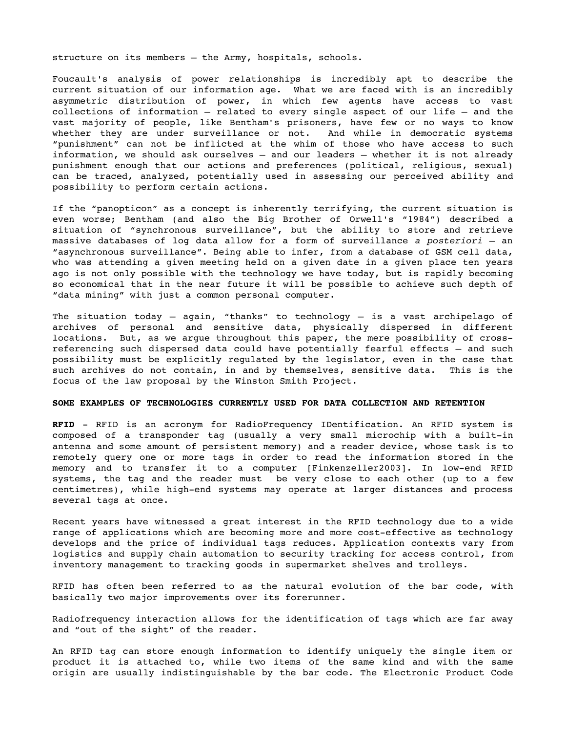structure on its members – the Army, hospitals, schools.

Foucault's analysis of power relationships is incredibly apt to describe the current situation of our information age. What we are faced with is an incredibly asymmetric distribution of power, in which few agents have access to vast collections of information – related to every single aspect of our life – and the vast majority of people, like Bentham's prisoners, have few or no ways to know whether they are under surveillance or not. And while in democratic systems "punishment" can not be inflicted at the whim of those who have access to such information, we should ask ourselves – and our leaders – whether it is not already punishment enough that our actions and preferences (political, religious, sexual) can be traced, analyzed, potentially used in assessing our perceived ability and possibility to perform certain actions.

If the "panopticon" as a concept is inherently terrifying, the current situation is even worse; Bentham (and also the Big Brother of Orwell's "1984") described a situation of "synchronous surveillance", but the ability to store and retrieve massive databases of log data allow for a form of surveillance *a posteriori* – an "asynchronous surveillance". Being able to infer, from a database of GSM cell data, who was attending a given meeting held on a given date in a given place ten years ago is not only possible with the technology we have today, but is rapidly becoming so economical that in the near future it will be possible to achieve such depth of "data mining" with just a common personal computer.

The situation today – again, "thanks" to technology – is a vast archipelago of archives of personal and sensitive data, physically dispersed in different locations. But, as we argue throughout this paper, the mere possibility of cross-referencing such dispersed data could have potentially fearful effects – and such possibility must be explicitly regulated by the legislator, even in the case that such archives do not contain, in and by themselves, sensitive data. This is the focus of the law proposal by the Winston Smith Project.

**SOME EXAMPLES OF TECHNOLOGIES CURRENTLY USED FOR DATA COLLECTION AND RETENTION**

**RFID** - RFID is an acronym for RadioFrequency IDentification. An RFID system is composed of a transponder tag (usually a very small microchip with a built-in antenna and some amount of persistent memory) and a reader device, whose task is to remotely query one or more tags in order to read the information stored in the memory and to transfer it to a computer [Finkenzeller2003]. In low-end RFID systems, the tag and the reader must be very close to each other (up to a few centimetres), while high-end systems may operate at larger distances and process several tags at once.

Recent years have witnessed a great interest in the RFID technology due to a wide range of applications which are becoming more and more cost-effective as technology develops and the price of individual tags reduces. Application contexts vary from logistics and supply chain automation to security tracking for access control, from inventory management to tracking goods in supermarket shelves and trolleys.

RFID has often been referred to as the natural evolution of the bar code, with basically two major improvements over its forerunner.

Radiofrequency interaction allows for the identification of tags which are far away and "out of the sight" of the reader.

An RFID tag can store enough information to identify uniquely the single item or product it is attached to, while two items of the same kind and with the same origin are usually indistinguishable by the bar code. The Electronic Product Code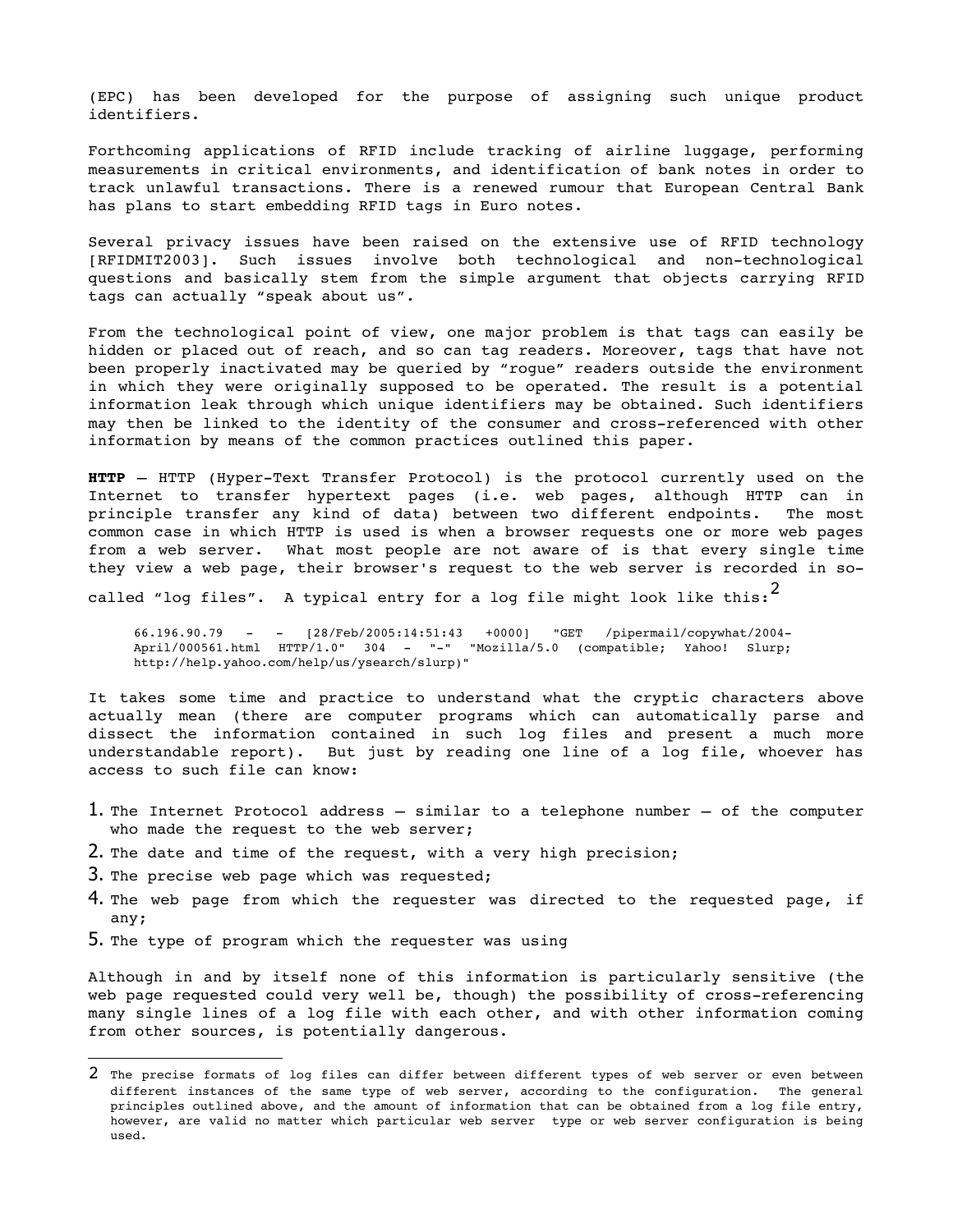(EPC) has been developed for the purpose of assigning such unique product identifiers.

Forthcoming applications of RFID include tracking of airline luggage, performing measurements in critical environments, and identification of bank notes in order to track unlawful transactions. There is a renewed rumour that European Central Bank has plans to start embedding RFID tags in Euro notes.

Several privacy issues have been raised on the extensive use of RFID technology [RFIDMIT2003]. Such issues involve both technological and non-technological questions and basically stem from the simple argument that objects carrying RFID tags can actually “speak about us”.

From the technological point of view, one major problem is that tags can easily be hidden or placed out of reach, and so can tag readers. Moreover, tags that have not been properly inactivated may be queried by “rogue” readers outside the environment in which they were originally supposed to be operated. The result is a potential information leak through which unique identifiers may be obtained. Such identifiers may then be linked to the identity of the consumer and cross-referenced with other information by means of the common practices outlined this paper.

**HTTP** – HTTP (Hyper-Text Transfer Protocol) is the protocol currently used on the Internet to transfer hypertext pages (i.e. web pages, although HTTP can in principle transfer any kind of data) between two different endpoints. The most common case in which HTTP is used is when a browser requests one or more web pages from a web server. What most people are not aware of is that every single time they view a web page, their browser's request to the web server is recorded in so-called “log files”. A typical entry for a log file might look like this:[2]

```
66.196.90.79 - - [28/Feb/2005:14:51:43 +0000] "GET /pipermail/copywhat/2004-April/000561.html HTTP/1.0" 304 - "-" "Mozilla/5.0 (compatible; Yahoo! Slurp; http://help.yahoo.com/help/us/ysearch/slurp)"
```

It takes some time and practice to understand what the cryptic characters above actually mean (there are computer programs which can automatically parse and dissect the information contained in such log files and present a much more understandable report). But just by reading one line of a log file, whoever has access to such file can know:

1. The Internet Protocol address – similar to a telephone number – of the computer who made the request to the web server;
2. The date and time of the request, with a very high precision;
3. The precise web page which was requested;
4. The web page from which the requester was directed to the requested page, if any;
5. The type of program which the requester was using

Although in and by itself none of this information is particularly sensitive (the web page requested could very well be, though) the possibility of cross-referencing many single lines of a log file with each other, and with other information coming from other sources, is potentially dangerous.

---

[2] The precise formats of log files can differ between different types of web server or even between different instances of the same type of web server, according to the configuration. The general principles outlined above, and the amount of information that can be obtained from a log file entry, however, are valid no matter which particular web server type or web server configuration is being used.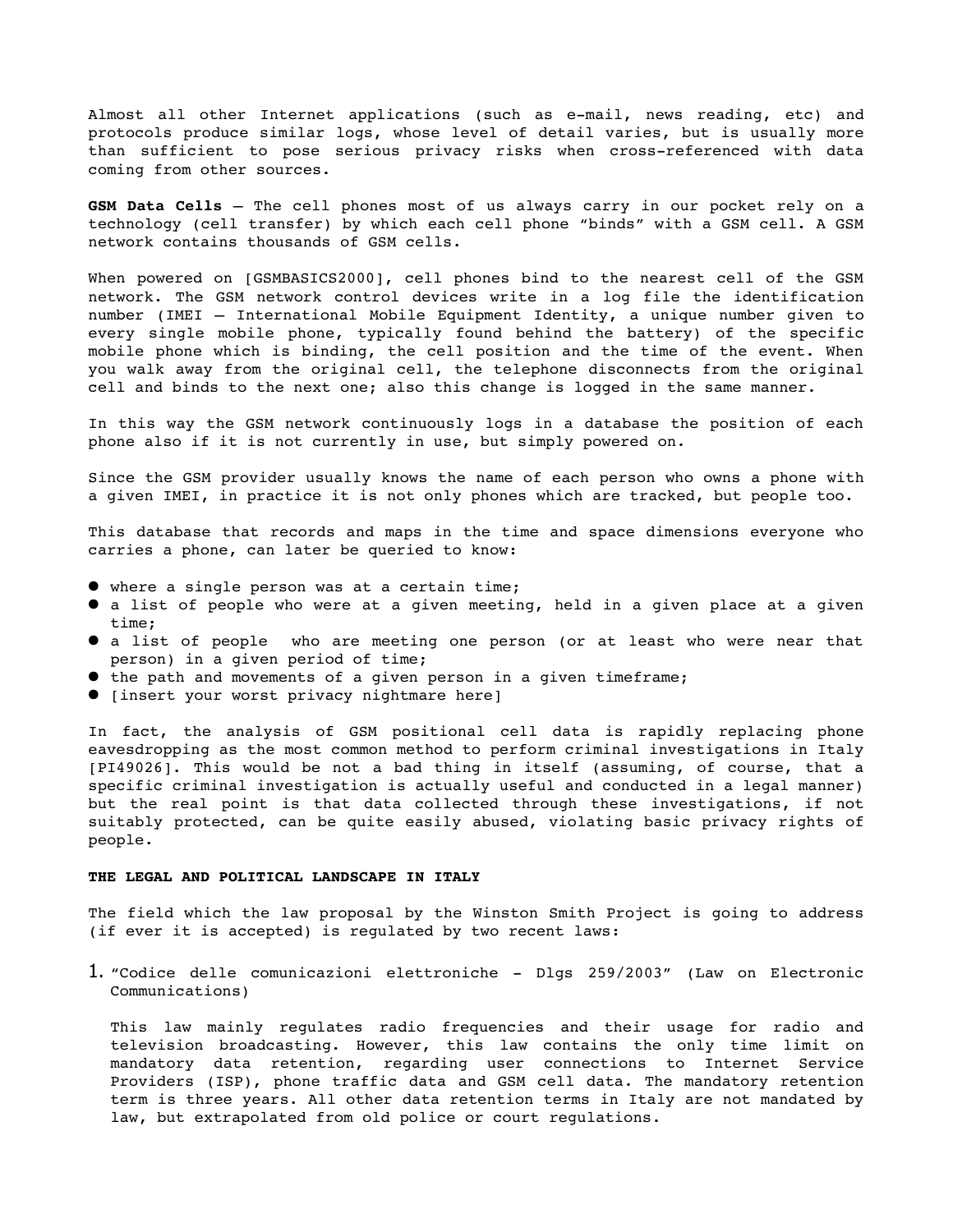Almost all other Internet applications (such as e-mail, news reading, etc) and protocols produce similar logs, whose level of detail varies, but is usually more than sufficient to pose serious privacy risks when cross-referenced with data coming from other sources.

**GSM Data Cells** – The cell phones most of us always carry in our pocket rely on a technology (cell transfer) by which each cell phone "binds" with a GSM cell. A GSM network contains thousands of GSM cells.

When powered on [GSMBASICS2000], cell phones bind to the nearest cell of the GSM network. The GSM network control devices write in a log file the identification number (IMEI – International Mobile Equipment Identity, a unique number given to every single mobile phone, typically found behind the battery) of the specific mobile phone which is binding, the cell position and the time of the event. When you walk away from the original cell, the telephone disconnects from the original cell and binds to the next one; also this change is logged in the same manner.

In this way the GSM network continuously logs in a database the position of each phone also if it is not currently in use, but simply powered on.

Since the GSM provider usually knows the name of each person who owns a phone with a given IMEI, in practice it is not only phones which are tracked, but people too.

This database that records and maps in the time and space dimensions everyone who carries a phone, can later be queried to know:

- where a single person was at a certain time;
- a list of people who were at a given meeting, held in a given place at a given time;
- a list of people who are meeting one person (or at least who were near that person) in a given period of time;
- the path and movements of a given person in a given timeframe;
- [insert your worst privacy nightmare here]

In fact, the analysis of GSM positional cell data is rapidly replacing phone eavesdropping as the most common method to perform criminal investigations in Italy [PI49026]. This would be not a bad thing in itself (assuming, of course, that a specific criminal investigation is actually useful and conducted in a legal manner) but the real point is that data collected through these investigations, if not suitably protected, can be quite easily abused, violating basic privacy rights of people.

**THE LEGAL AND POLITICAL LANDSCAPE IN ITALY**

The field which the law proposal by the Winston Smith Project is going to address (if ever it is accepted) is regulated by two recent laws:

1. "Codice delle comunicazioni elettroniche - Dlgs 259/2003" (Law on Electronic Communications)

   This law mainly regulates radio frequencies and their usage for radio and television broadcasting. However, this law contains the only time limit on mandatory data retention, regarding user connections to Internet Service Providers (ISP), phone traffic data and GSM cell data. The mandatory retention term is three years. All other data retention terms in Italy are not mandated by law, but extrapolated from old police or court regulations.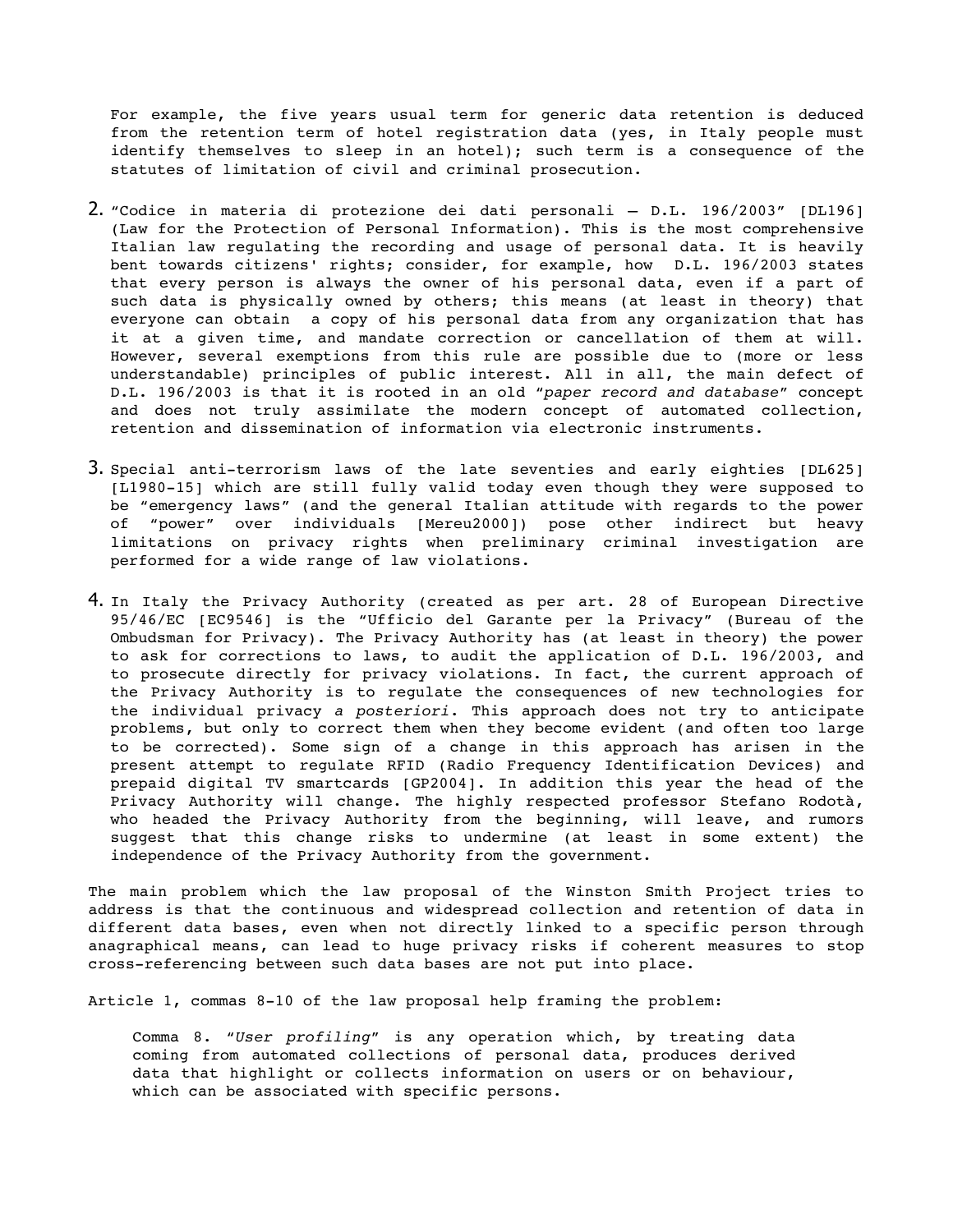For example, the five years usual term for generic data retention is deduced from the retention term of hotel registration data (yes, in Italy people must identify themselves to sleep in an hotel); such term is a consequence of the statutes of limitation of civil and criminal prosecution.

2. "Codice in materia di protezione dei dati personali – D.L. 196/2003" [DL196] (Law for the Protection of Personal Information). This is the most comprehensive Italian law regulating the recording and usage of personal data. It is heavily bent towards citizens' rights; consider, for example, how D.L. 196/2003 states that every person is always the owner of his personal data, even if a part of such data is physically owned by others; this means (at least in theory) that everyone can obtain a copy of his personal data from any organization that has it at a given time, and mandate correction or cancellation of them at will. However, several exemptions from this rule are possible due to (more or less understandable) principles of public interest. All in all, the main defect of D.L. 196/2003 is that it is rooted in an old "*paper record and database*" concept and does not truly assimilate the modern concept of automated collection, retention and dissemination of information via electronic instruments.

3. Special anti-terrorism laws of the late seventies and early eighties [DL625] [L1980-15] which are still fully valid today even though they were supposed to be "emergency laws" (and the general Italian attitude with regards to the power of "power" over individuals [Mereu2000]) pose other indirect but heavy limitations on privacy rights when preliminary criminal investigation are performed for a wide range of law violations.

4. In Italy the Privacy Authority (created as per art. 28 of European Directive 95/46/EC [EC9546] is the "Ufficio del Garante per la Privacy" (Bureau of the Ombudsman for Privacy). The Privacy Authority has (at least in theory) the power to ask for corrections to laws, to audit the application of D.L. 196/2003, and to prosecute directly for privacy violations. In fact, the current approach of the Privacy Authority is to regulate the consequences of new technologies for the individual privacy *a posteriori*. This approach does not try to anticipate problems, but only to correct them when they become evident (and often too large to be corrected). Some sign of a change in this approach has arisen in the present attempt to regulate RFID (Radio Frequency Identification Devices) and prepaid digital TV smartcards [GP2004]. In addition this year the head of the Privacy Authority will change. The highly respected professor Stefano Rodotà, who headed the Privacy Authority from the beginning, will leave, and rumors suggest that this change risks to undermine (at least in some extent) the independence of the Privacy Authority from the government.

The main problem which the law proposal of the Winston Smith Project tries to address is that the continuous and widespread collection and retention of data in different data bases, even when not directly linked to a specific person through anagraphical means, can lead to huge privacy risks if coherent measures to stop cross-referencing between such data bases are not put into place.

Article 1, commas 8-10 of the law proposal help framing the problem:

> Comma 8. "*User profiling*" is any operation which, by treating data coming from automated collections of personal data, produces derived data that highlight or collects information on users or on behaviour, which can be associated with specific persons.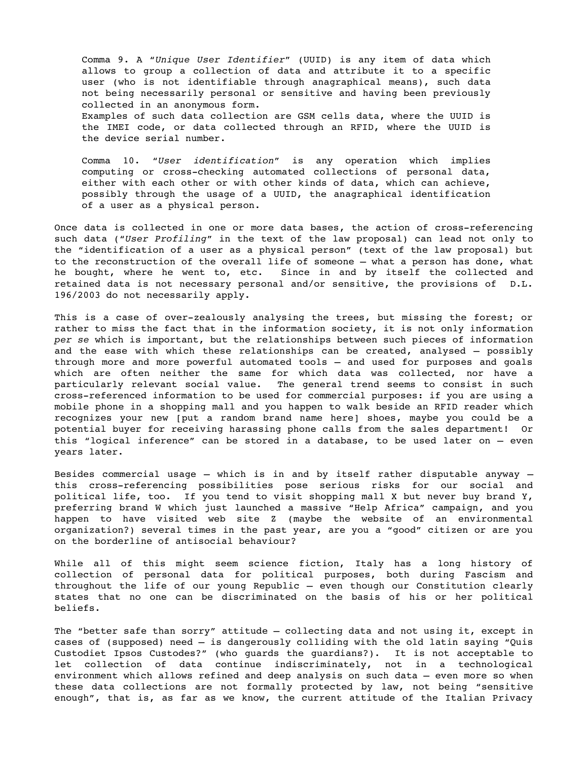> Comma 9. A "*Unique User Identifier*" (UUID) is any item of data which allows to group a collection of data and attribute it to a specific user (who is not identifiable through anagraphical means), such data not being necessarily personal or sensitive and having been previously collected in an anonymous form.
> Examples of such data collection are GSM cells data, where the UUID is the IMEI code, or data collected through an RFID, where the UUID is the device serial number.
>
> Comma 10. "*User identification*" is any operation which implies computing or cross-checking automated collections of personal data, either with each other or with other kinds of data, which can achieve, possibly through the usage of a UUID, the anagraphical identification of a user as a physical person.

Once data is collected in one or more data bases, the action of cross-referencing such data ("*User Profiling*" in the text of the law proposal) can lead not only to the "identification of a user as a physical person" (text of the law proposal) but to the reconstruction of the overall life of someone – what a person has done, what he bought, where he went to, etc. Since in and by itself the collected and retained data is not necessary personal and/or sensitive, the provisions of D.L. 196/2003 do not necessarily apply.

This is a case of over-zealously analysing the trees, but missing the forest; or rather to miss the fact that in the information society, it is not only information *per se* which is important, but the relationships between such pieces of information and the ease with which these relationships can be created, analysed – possibly through more and more powerful automated tools – and used for purposes and goals which are often neither the same for which data was collected, nor have a particularly relevant social value. The general trend seems to consist in such cross-referenced information to be used for commercial purposes: if you are using a mobile phone in a shopping mall and you happen to walk beside an RFID reader which recognizes your new [put a random brand name here] shoes, maybe you could be a potential buyer for receiving harassing phone calls from the sales department! Or this "logical inference" can be stored in a database, to be used later on – even years later.

Besides commercial usage – which is in and by itself rather disputable anyway – this cross-referencing possibilities pose serious risks for our social and political life, too. If you tend to visit shopping mall X but never buy brand Y, preferring brand W which just launched a massive "Help Africa" campaign, and you happen to have visited web site Z (maybe the website of an environmental organization?) several times in the past year, are you a "good" citizen or are you on the borderline of antisocial behaviour?

While all of this might seem science fiction, Italy has a long history of collection of personal data for political purposes, both during Fascism and throughout the life of our young Republic – even though our Constitution clearly states that no one can be discriminated on the basis of his or her political beliefs.

The "better safe than sorry" attitude – collecting data and not using it, except in cases of (supposed) need – is dangerously colliding with the old latin saying "Quis Custodiet Ipsos Custodes?" (who guards the guardians?). It is not acceptable to let collection of data continue indiscriminately, not in a technological environment which allows refined and deep analysis on such data – even more so when these data collections are not formally protected by law, not being "sensitive enough", that is, as far as we know, the current attitude of the Italian Privacy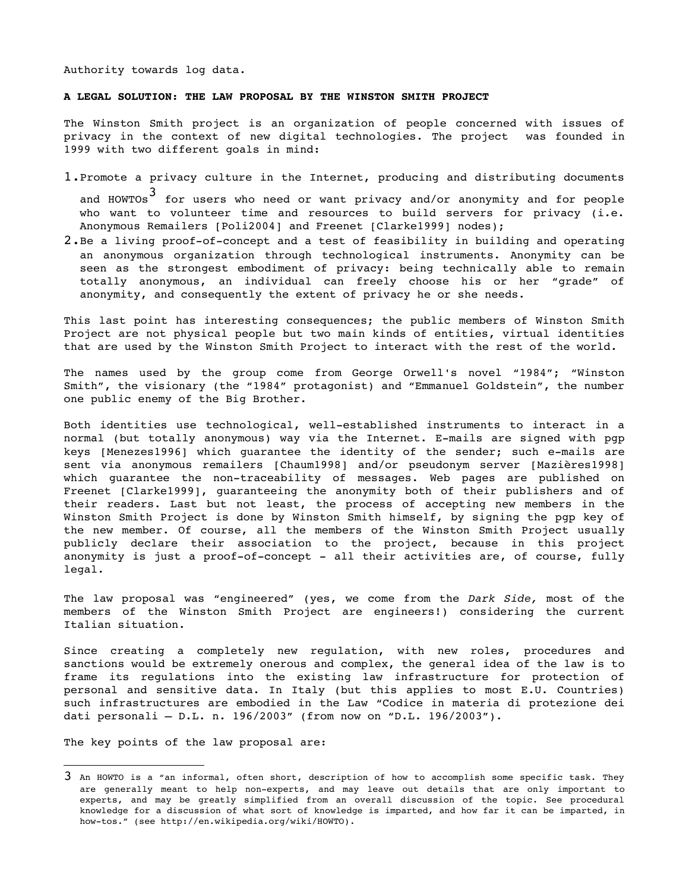Authority towards log data.

## A LEGAL SOLUTION: THE LAW PROPOSAL BY THE WINSTON SMITH PROJECT

The Winston Smith project is an organization of people concerned with issues of privacy in the context of new digital technologies. The project was founded in 1999 with two different goals in mind:

1. Promote a privacy culture in the Internet, producing and distributing documents and HOWTOs[3] for users who need or want privacy and/or anonymity and for people who want to volunteer time and resources to build servers for privacy (i.e. Anonymous Remailers [Poli2004] and Freenet [Clarke1999] nodes);
2. Be a living proof-of-concept and a test of feasibility in building and operating an anonymous organization through technological instruments. Anonymity can be seen as the strongest embodiment of privacy: being technically able to remain totally anonymous, an individual can freely choose his or her "grade" of anonymity, and consequently the extent of privacy he or she needs.

This last point has interesting consequences; the public members of Winston Smith Project are not physical people but two main kinds of entities, virtual identities that are used by the Winston Smith Project to interact with the rest of the world.

The names used by the group come from George Orwell's novel "1984"; "Winston Smith", the visionary (the "1984" protagonist) and "Emmanuel Goldstein", the number one public enemy of the Big Brother.

Both identities use technological, well-established instruments to interact in a normal (but totally anonymous) way via the Internet. E-mails are signed with pgp keys [Menezes1996] which guarantee the identity of the sender; such e-mails are sent via anonymous remailers [Chaum1998] and/or pseudonym server [Mazières1998] which guarantee the non-traceability of messages. Web pages are published on Freenet [Clarke1999], guaranteeing the anonymity both of their publishers and of their readers. Last but not least, the process of accepting new members in the Winston Smith Project is done by Winston Smith himself, by signing the pgp key of the new member. Of course, all the members of the Winston Smith Project usually publicly declare their association to the project, because in this project anonymity is just a proof-of-concept - all their activities are, of course, fully legal.

The law proposal was "engineered" (yes, we come from the *Dark Side,* most of the members of the Winston Smith Project are engineers!) considering the current Italian situation.

Since creating a completely new regulation, with new roles, procedures and sanctions would be extremely onerous and complex, the general idea of the law is to frame its regulations into the existing law infrastructure for protection of personal and sensitive data. In Italy (but this applies to most E.U. Countries) such infrastructures are embodied in the Law "Codice in materia di protezione dei dati personali – D.L. n. 196/2003" (from now on "D.L. 196/2003").

The key points of the law proposal are:

---

[3] An HOWTO is a "an informal, often short, description of how to accomplish some specific task. They are generally meant to help non-experts, and may leave out details that are only important to experts, and may be greatly simplified from an overall discussion of the topic. See procedural knowledge for a discussion of what sort of knowledge is imparted, and how far it can be imparted, in how-tos." (see http://en.wikipedia.org/wiki/HOWTO).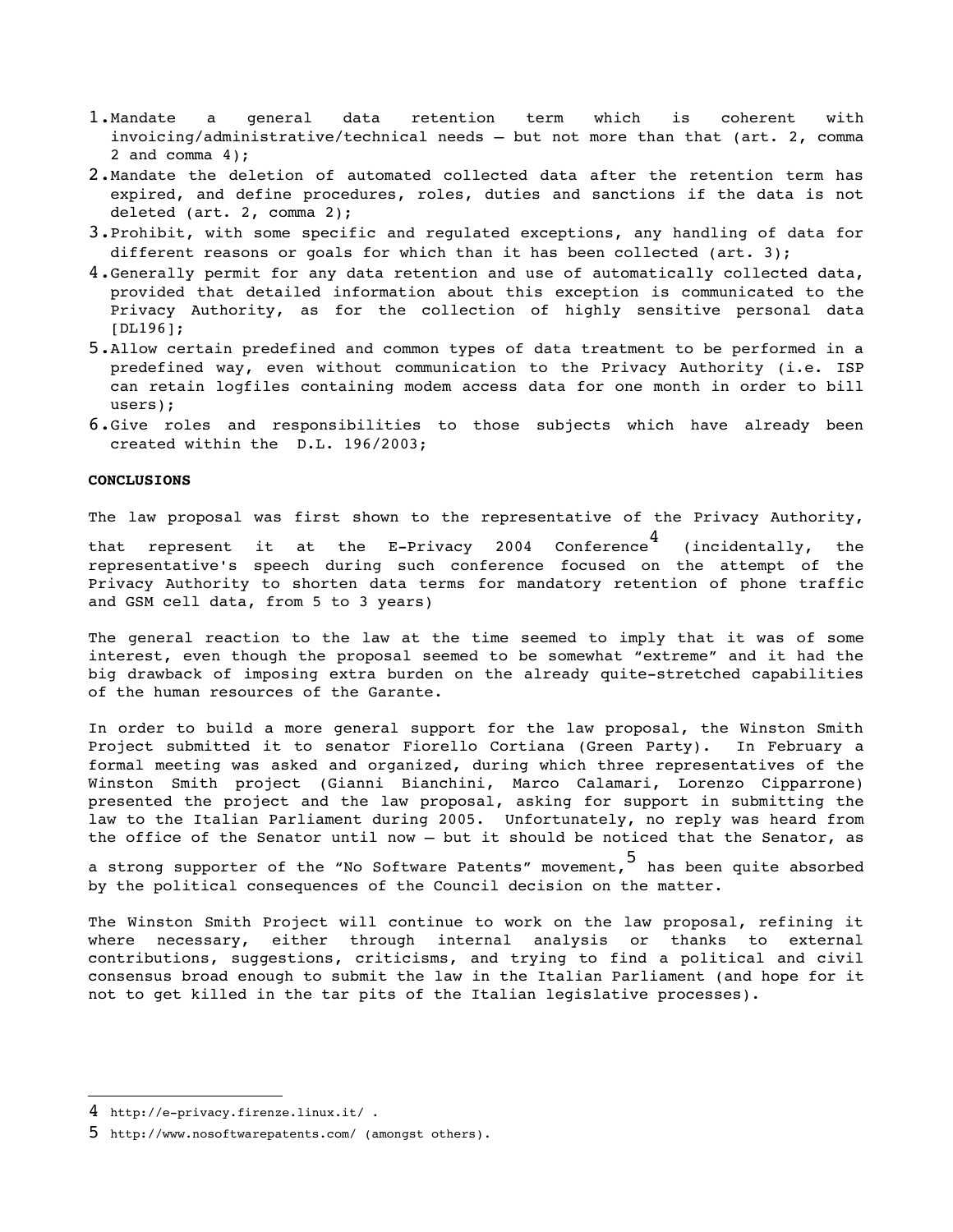1. Mandate a general data retention term which is coherent with invoicing/administrative/technical needs – but not more than that (art. 2, comma 2 and comma 4);
2. Mandate the deletion of automated collected data after the retention term has expired, and define procedures, roles, duties and sanctions if the data is not deleted (art. 2, comma 2);
3. Prohibit, with some specific and regulated exceptions, any handling of data for different reasons or goals for which than it has been collected (art. 3);
4. Generally permit for any data retention and use of automatically collected data, provided that detailed information about this exception is communicated to the Privacy Authority, as for the collection of highly sensitive personal data [DL196];
5. Allow certain predefined and common types of data treatment to be performed in a predefined way, even without communication to the Privacy Authority (i.e. ISP can retain logfiles containing modem access data for one month in order to bill users);
6. Give roles and responsibilities to those subjects which have already been created within the D.L. 196/2003;

**CONCLUSIONS**

The law proposal was first shown to the representative of the Privacy Authority, that represent it at the E-Privacy 2004 Conference[4] (incidentally, the representative's speech during such conference focused on the attempt of the Privacy Authority to shorten data terms for mandatory retention of phone traffic and GSM cell data, from 5 to 3 years)

The general reaction to the law at the time seemed to imply that it was of some interest, even though the proposal seemed to be somewhat "extreme" and it had the big drawback of imposing extra burden on the already quite-stretched capabilities of the human resources of the Garante.

In order to build a more general support for the law proposal, the Winston Smith Project submitted it to senator Fiorello Cortiana (Green Party). In February a formal meeting was asked and organized, during which three representatives of the Winston Smith project (Gianni Bianchini, Marco Calamari, Lorenzo Cipparrone) presented the project and the law proposal, asking for support in submitting the law to the Italian Parliament during 2005. Unfortunately, no reply was heard from the office of the Senator until now – but it should be noticed that the Senator, as a strong supporter of the "No Software Patents" movement,[5] has been quite absorbed by the political consequences of the Council decision on the matter.

The Winston Smith Project will continue to work on the law proposal, refining it where necessary, either through internal analysis or thanks to external contributions, suggestions, criticisms, and trying to find a political and civil consensus broad enough to submit the law in the Italian Parliament (and hope for it not to get killed in the tar pits of the Italian legislative processes).

---

4 http://e-privacy.firenze.linux.it/ .

5 http://www.nosoftwarepatents.com/ (amongst others).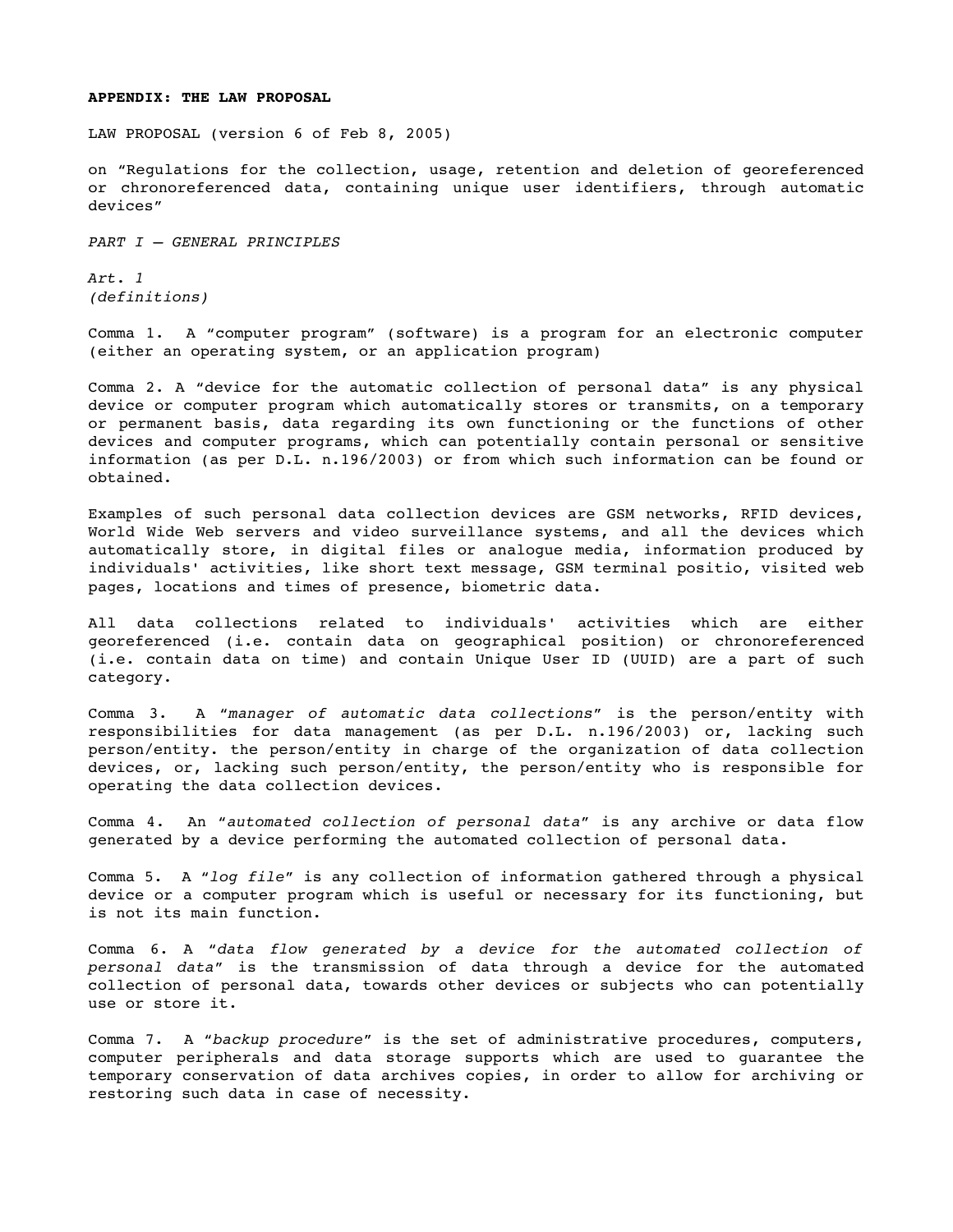**APPENDIX: THE LAW PROPOSAL**

LAW PROPOSAL (version 6 of Feb 8, 2005)

on "Regulations for the collection, usage, retention and deletion of georeferenced or chronoreferenced data, containing unique user identifiers, through automatic devices"

*PART I – GENERAL PRINCIPLES*

*Art. 1*
*(definitions)*

Comma 1. A "computer program" (software) is a program for an electronic computer (either an operating system, or an application program)

Comma 2. A "device for the automatic collection of personal data" is any physical device or computer program which automatically stores or transmits, on a temporary or permanent basis, data regarding its own functioning or the functions of other devices and computer programs, which can potentially contain personal or sensitive information (as per D.L. n.196/2003) or from which such information can be found or obtained.

Examples of such personal data collection devices are GSM networks, RFID devices, World Wide Web servers and video surveillance systems, and all the devices which automatically store, in digital files or analogue media, information produced by individuals' activities, like short text message, GSM terminal positio, visited web pages, locations and times of presence, biometric data.

All data collections related to individuals' activities which are either georeferenced (i.e. contain data on geographical position) or chronoreferenced (i.e. contain data on time) and contain Unique User ID (UUID) are a part of such category.

Comma 3. A "*manager of automatic data collections*" is the person/entity with responsibilities for data management (as per D.L. n.196/2003) or, lacking such person/entity. the person/entity in charge of the organization of data collection devices, or, lacking such person/entity, the person/entity who is responsible for operating the data collection devices.

Comma 4. An "*automated collection of personal data*" is any archive or data flow generated by a device performing the automated collection of personal data.

Comma 5. A "*log file*" is any collection of information gathered through a physical device or a computer program which is useful or necessary for its functioning, but is not its main function.

Comma 6. A "*data flow generated by a device for the automated collection of personal data*" is the transmission of data through a device for the automated collection of personal data, towards other devices or subjects who can potentially use or store it.

Comma 7. A "*backup procedure*" is the set of administrative procedures, computers, computer peripherals and data storage supports which are used to guarantee the temporary conservation of data archives copies, in order to allow for archiving or restoring such data in case of necessity.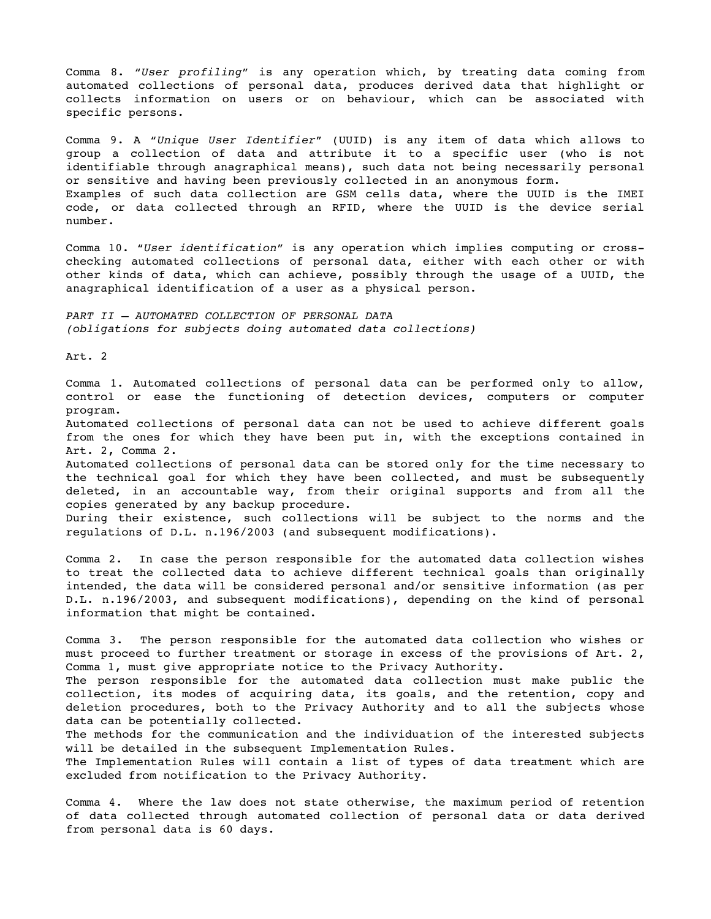Comma 8. "*User profiling*" is any operation which, by treating data coming from automated collections of personal data, produces derived data that highlight or collects information on users or on behaviour, which can be associated with specific persons.

Comma 9. A "*Unique User Identifier*" (UUID) is any item of data which allows to group a collection of data and attribute it to a specific user (who is not identifiable through anagraphical means), such data not being necessarily personal or sensitive and having been previously collected in an anonymous form.
Examples of such data collection are GSM cells data, where the UUID is the IMEI code, or data collected through an RFID, where the UUID is the device serial number.

Comma 10. "*User identification*" is any operation which implies computing or cross-checking automated collections of personal data, either with each other or with other kinds of data, which can achieve, possibly through the usage of a UUID, the anagraphical identification of a user as a physical person.

*PART II – AUTOMATED COLLECTION OF PERSONAL DATA*
*(obligations for subjects doing automated data collections)*

Art. 2

Comma 1. Automated collections of personal data can be performed only to allow, control or ease the functioning of detection devices, computers or computer program.
Automated collections of personal data can not be used to achieve different goals from the ones for which they have been put in, with the exceptions contained in Art. 2, Comma 2.
Automated collections of personal data can be stored only for the time necessary to the technical goal for which they have been collected, and must be subsequently deleted, in an accountable way, from their original supports and from all the copies generated by any backup procedure.
During their existence, such collections will be subject to the norms and the regulations of D.L. n.196/2003 (and subsequent modifications).

Comma 2. In case the person responsible for the automated data collection wishes to treat the collected data to achieve different technical goals than originally intended, the data will be considered personal and/or sensitive information (as per D.L. n.196/2003, and subsequent modifications), depending on the kind of personal information that might be contained.

Comma 3. The person responsible for the automated data collection who wishes or must proceed to further treatment or storage in excess of the provisions of Art. 2, Comma 1, must give appropriate notice to the Privacy Authority.
The person responsible for the automated data collection must make public the collection, its modes of acquiring data, its goals, and the retention, copy and deletion procedures, both to the Privacy Authority and to all the subjects whose data can be potentially collected.
The methods for the communication and the individuation of the interested subjects will be detailed in the subsequent Implementation Rules.
The Implementation Rules will contain a list of types of data treatment which are excluded from notification to the Privacy Authority.

Comma 4. Where the law does not state otherwise, the maximum period of retention of data collected through automated collection of personal data or data derived from personal data is 60 days.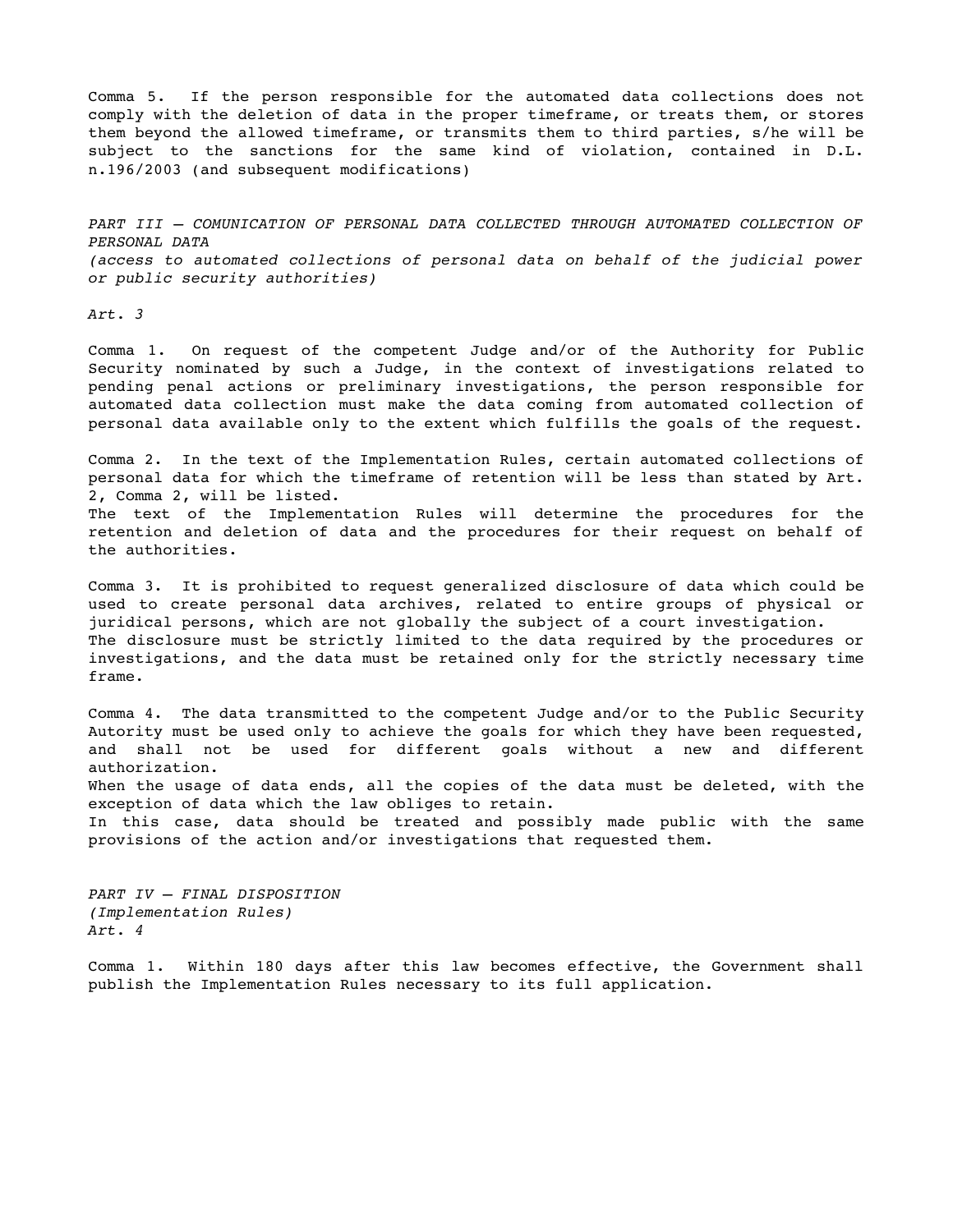Comma 5. If the person responsible for the automated data collections does not comply with the deletion of data in the proper timeframe, or treats them, or stores them beyond the allowed timeframe, or transmits them to third parties, s/he will be subject to the sanctions for the same kind of violation, contained in D.L. n.196/2003 (and subsequent modifications)

*PART III – COMUNICATION OF PERSONAL DATA COLLECTED THROUGH AUTOMATED COLLECTION OF PERSONAL DATA*
*(access to automated collections of personal data on behalf of the judicial power or public security authorities)*

*Art. 3*

Comma 1. On request of the competent Judge and/or of the Authority for Public Security nominated by such a Judge, in the context of investigations related to pending penal actions or preliminary investigations, the person responsible for automated data collection must make the data coming from automated collection of personal data available only to the extent which fulfills the goals of the request.

Comma 2. In the text of the Implementation Rules, certain automated collections of personal data for which the timeframe of retention will be less than stated by Art. 2, Comma 2, will be listed.
The text of the Implementation Rules will determine the procedures for the retention and deletion of data and the procedures for their request on behalf of the authorities.

Comma 3. It is prohibited to request generalized disclosure of data which could be used to create personal data archives, related to entire groups of physical or juridical persons, which are not globally the subject of a court investigation.
The disclosure must be strictly limited to the data required by the procedures or investigations, and the data must be retained only for the strictly necessary time frame.

Comma 4. The data transmitted to the competent Judge and/or to the Public Security Autority must be used only to achieve the goals for which they have been requested, and shall not be used for different goals without a new and different authorization.
When the usage of data ends, all the copies of the data must be deleted, with the exception of data which the law obliges to retain.
In this case, data should be treated and possibly made public with the same provisions of the action and/or investigations that requested them.

*PART IV – FINAL DISPOSITION*
*(Implementation Rules)*
*Art. 4*

Comma 1. Within 180 days after this law becomes effective, the Government shall publish the Implementation Rules necessary to its full application.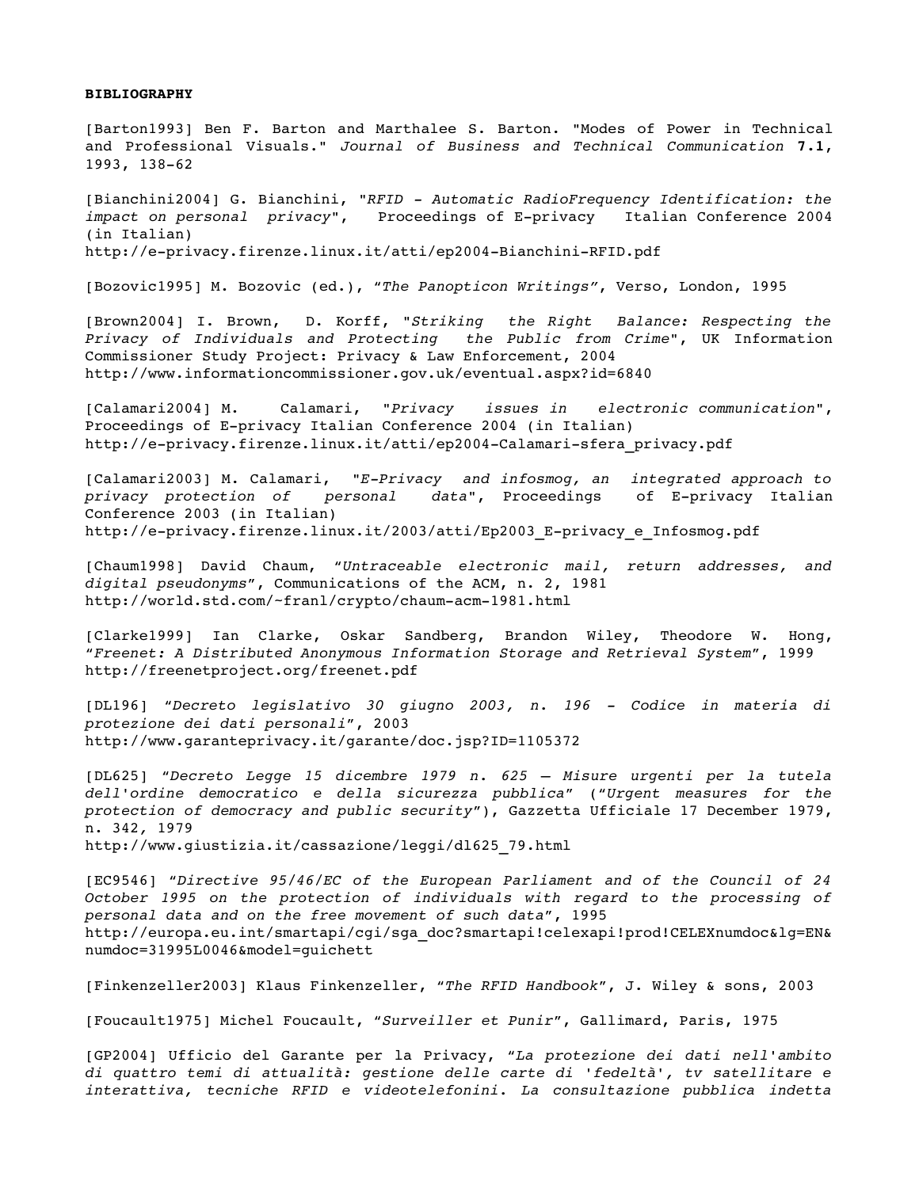**BIBLIOGRAPHY**

[Barton1993] Ben F. Barton and Marthalee S. Barton. "Modes of Power in Technical and Professional Visuals." *Journal of Business and Technical Communication* **7.1**, 1993, 138-62

[Bianchini2004] G. Bianchini, "*RFID - Automatic RadioFrequency Identification: the impact on personal privacy*", Proceedings of E-privacy Italian Conference 2004 (in Italian)
http://e-privacy.firenze.linux.it/atti/ep2004-Bianchini-RFID.pdf

[Bozovic1995] M. Bozovic (ed.), "*The Panopticon Writings*", Verso, London, 1995

[Brown2004] I. Brown, D. Korff, "*Striking the Right Balance: Respecting the Privacy of Individuals and Protecting the Public from Crime*", UK Information Commissioner Study Project: Privacy & Law Enforcement, 2004
http://www.informationcommissioner.gov.uk/eventual.aspx?id=6840

[Calamari2004] M. Calamari, "*Privacy issues in electronic communication*", Proceedings of E-privacy Italian Conference 2004 (in Italian)
http://e-privacy.firenze.linux.it/atti/ep2004-Calamari-sfera_privacy.pdf

[Calamari2003] M. Calamari, "*E-Privacy and infosmog, an integrated approach to privacy protection of personal data*", Proceedings of E-privacy Italian Conference 2003 (in Italian)
http://e-privacy.firenze.linux.it/2003/atti/Ep2003_E-privacy_e_Infosmog.pdf

[Chaum1998] David Chaum, "*Untraceable electronic mail, return addresses, and digital pseudonyms*", Communications of the ACM, n. 2, 1981
http://world.std.com/~franl/crypto/chaum-acm-1981.html

[Clarke1999] Ian Clarke, Oskar Sandberg, Brandon Wiley, Theodore W. Hong, "*Freenet: A Distributed Anonymous Information Storage and Retrieval System*", 1999
http://freenetproject.org/freenet.pdf

[DL196] "*Decreto legislativo 30 giugno 2003, n. 196 - Codice in materia di protezione dei dati personali*", 2003
http://www.garanteprivacy.it/garante/doc.jsp?ID=1105372

[DL625] "*Decreto Legge 15 dicembre 1979 n. 625 – Misure urgenti per la tutela dell'ordine democratico e della sicurezza pubblica*" ("*Urgent measures for the protection of democracy and public security*"), Gazzetta Ufficiale 17 December 1979, n. 342, 1979
http://www.giustizia.it/cassazione/leggi/dl625_79.html

[EC9546] "*Directive 95/46/EC of the European Parliament and of the Council of 24 October 1995 on the protection of individuals with regard to the processing of personal data and on the free movement of such data*", 1995
http://europa.eu.int/smartapi/cgi/sga_doc?smartapi!celexapi!prod!CELEXnumdoc&lg=EN&numdoc=31995L0046&model=guichett

[Finkenzeller2003] Klaus Finkenzeller, "*The RFID Handbook*", J. Wiley & sons, 2003

[Foucault1975] Michel Foucault, "*Surveiller et Punir*", Gallimard, Paris, 1975

[GP2004] Ufficio del Garante per la Privacy, "*La protezione dei dati nell'ambito di quattro temi di attualità: gestione delle carte di 'fedeltà', tv satellitare e interattiva, tecniche RFID e videotelefonini. La consultazione pubblica indetta*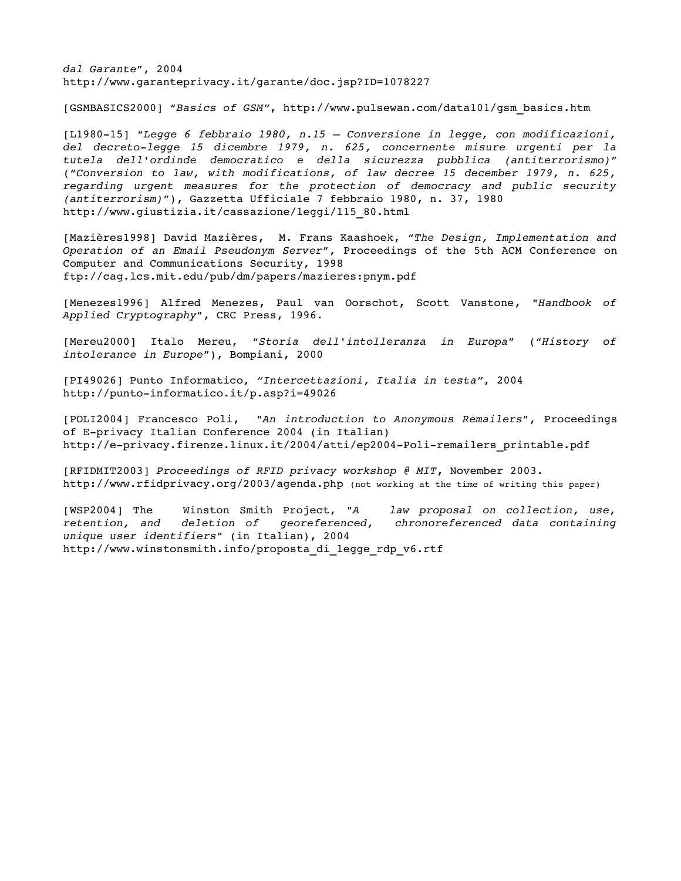*dal Garante*", 2004
http://www.garanteprivacy.it/garante/doc.jsp?ID=1078227

[GSMBASICS2000] *"Basics of GSM"*, http://www.pulsewan.com/data101/gsm_basics.htm

[L1980-15] *"Legge 6 febbraio 1980, n.15 – Conversione in legge, con modificazioni, del decreto-legge 15 dicembre 1979, n. 625, concernente misure urgenti per la tutela dell'ordinde democratico e della sicurezza pubblica (antiterrorismo)"* (*"Conversion to law, with modifications, of law decree 15 december 1979, n. 625, regarding urgent measures for the protection of democracy and public security (antiterrorism)"*), Gazzetta Ufficiale 7 febbraio 1980, n. 37, 1980
http://www.giustizia.it/cassazione/leggi/l15_80.html

[Mazières1998] David Mazières, M. Frans Kaashoek, *"The Design, Implementation and Operation of an Email Pseudonym Server"*, Proceedings of the 5th ACM Conference on Computer and Communications Security, 1998
ftp://cag.lcs.mit.edu/pub/dm/papers/mazieres:pnym.pdf

[Menezes1996] Alfred Menezes, Paul van Oorschot, Scott Vanstone, "*Handbook of Applied Cryptography*", CRC Press, 1996.

[Mereu2000] Italo Mereu, *"Storia dell'intolleranza in Europa"* (*"History of intolerance in Europe"*), Bompiani, 2000

[PI49026] Punto Informatico, *"Intercettazioni, Italia in testa"*, 2004
http://punto-informatico.it/p.asp?i=49026

[POLI2004] Francesco Poli, "*An introduction to Anonymous Remailers*", Proceedings of E-privacy Italian Conference 2004 (in Italian)
http://e-privacy.firenze.linux.it/2004/atti/ep2004-Poli-remailers_printable.pdf

[RFIDMIT2003] *Proceedings of RFID privacy workshop @ MIT*, November 2003.
http://www.rfidprivacy.org/2003/agenda.php (not working at the time of writing this paper)

[WSP2004] The Winston Smith Project, "*A law proposal on collection, use, retention, and deletion of georeferenced, chronoreferenced data containing unique user identifiers*" (in Italian), 2004
http://www.winstonsmith.info/proposta_di_legge_rdp_v6.rtf